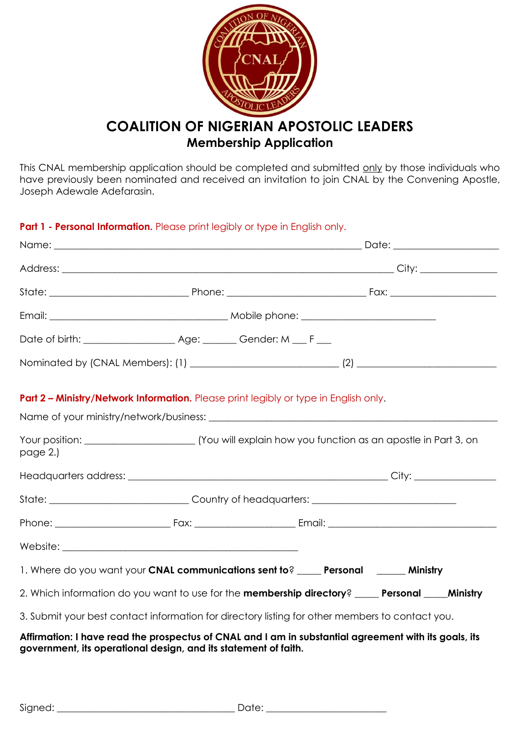# COALITION OF NIGERIAN APOSTOLIC LEADERS

## Membership Application

This CNAL membership application should be completed and submitted only by those individuals who have previously been nominated and received an invitation to join CNAL by the Convening Apostle, Joseph Adewale Adefarasin.

**Part 1 - Personal Information.** Please print legibly or type in English only.

Name: ______________________________________________ Date: ________________

Address: ______________________________________________ City: ______________

State: ______________________ Phone: ______________________ Fax: _________________

Email: ____________________________ Mobile phone: _____________________

Date of birth: ______________ Age: ______ Gender: M ___ F ___

Nominated by (CNAL Members): (1) ________________________ (2) ______________________

**Part 2 – Ministry/Network Information.** Please print legibly or type in English only.

Name of your ministry/network/business: ____________________________________________

Your position: __________________ (You will explain how you function as an apostle in Part 3, on page 2.)

Headquarters address: ________________________________________ City: ______________

State: ______________________ Country of headquarters: _______________________

Phone: __________________ Fax: ________________ Email: ____________________________

Website: ______________________________________

1. Where do you want your **CNAL communications sent to**? _____ **Personal** ______ **Ministry**

2. Which information do you want to use for the **membership directory**? _____ **Personal** _____**Ministry**

3. Submit your best contact information for directory listing for other members to contact you.

**Affirmation: I have read the prospectus of CNAL and I am in substantial agreement with its goals, its government, its operational design, and its statement of faith.**

Signed: _____________________________ Date: ____________________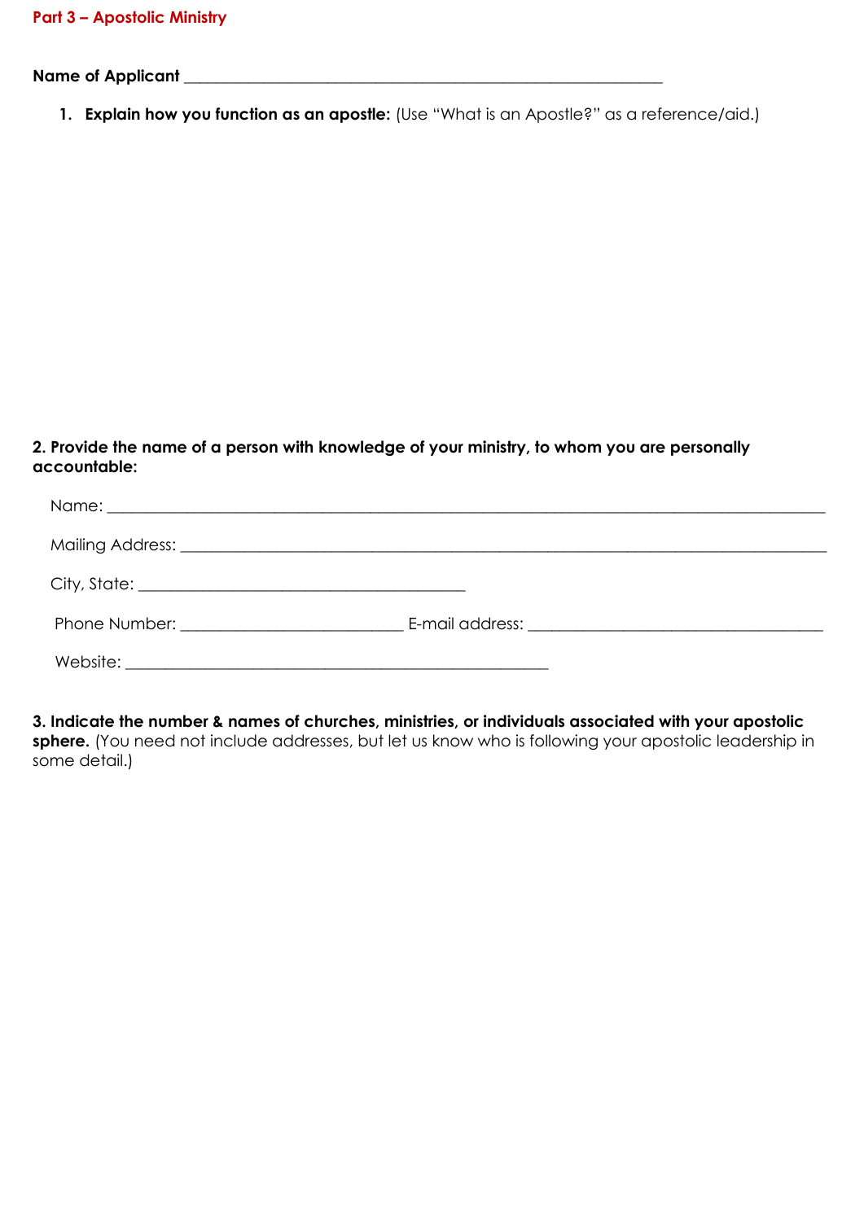## Part 3 – Apostolic Ministry

**Name of Applicant** ____________________________________________________________

1. **Explain how you function as an apostle:** (Use "What is an Apostle?" as a reference/aid.)

**2. Provide the name of a person with knowledge of your ministry, to whom you are personally accountable:**

Name: ________________________________________________________________________________

Mailing Address: ________________________________________________________________________

City, State: ________________________________________

Phone Number: ___________________________ E-mail address: ____________________________________

Website: ____________________________________________________

**3. Indicate the number & names of churches, ministries, or individuals associated with your apostolic sphere.** (You need not include addresses, but let us know who is following your apostolic leadership in some detail.)